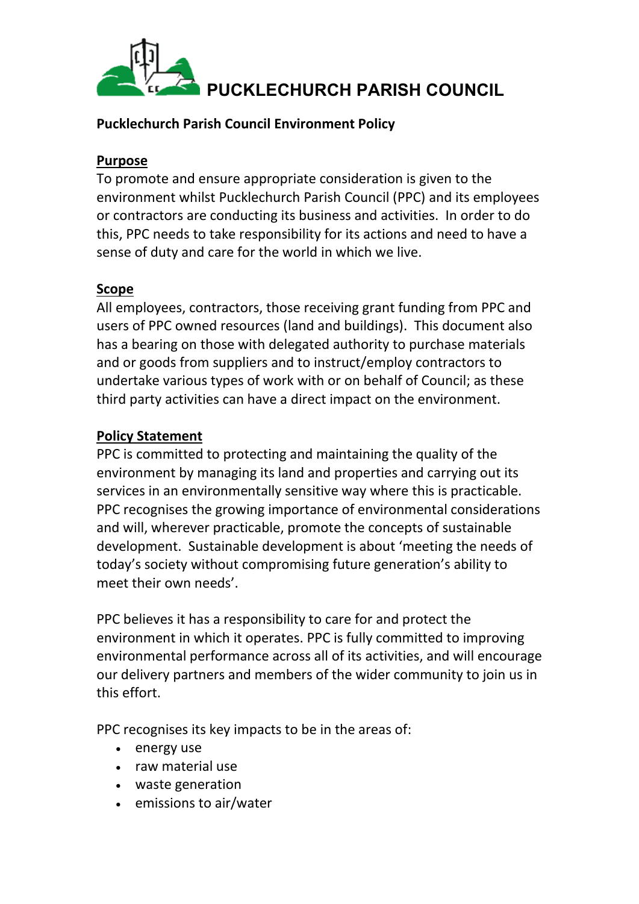# PUCKLECHURCH PARISH COUNCIL

**Pucklechurch Parish Council Environment Policy**

## Purpose

To promote and ensure appropriate consideration is given to the environment whilst Pucklechurch Parish Council (PPC) and its employees or contractors are conducting its business and activities. In order to do this, PPC needs to take responsibility for its actions and need to have a sense of duty and care for the world in which we live.

## Scope

All employees, contractors, those receiving grant funding from PPC and users of PPC owned resources (land and buildings). This document also has a bearing on those with delegated authority to purchase materials and or goods from suppliers and to instruct/employ contractors to undertake various types of work with or on behalf of Council; as these third party activities can have a direct impact on the environment.

## Policy Statement

PPC is committed to protecting and maintaining the quality of the environment by managing its land and properties and carrying out its services in an environmentally sensitive way where this is practicable. PPC recognises the growing importance of environmental considerations and will, wherever practicable, promote the concepts of sustainable development. Sustainable development is about 'meeting the needs of today's society without compromising future generation's ability to meet their own needs'.

PPC believes it has a responsibility to care for and protect the environment in which it operates. PPC is fully committed to improving environmental performance across all of its activities, and will encourage our delivery partners and members of the wider community to join us in this effort.

PPC recognises its key impacts to be in the areas of:

- energy use
- raw material use
- waste generation
- emissions to air/water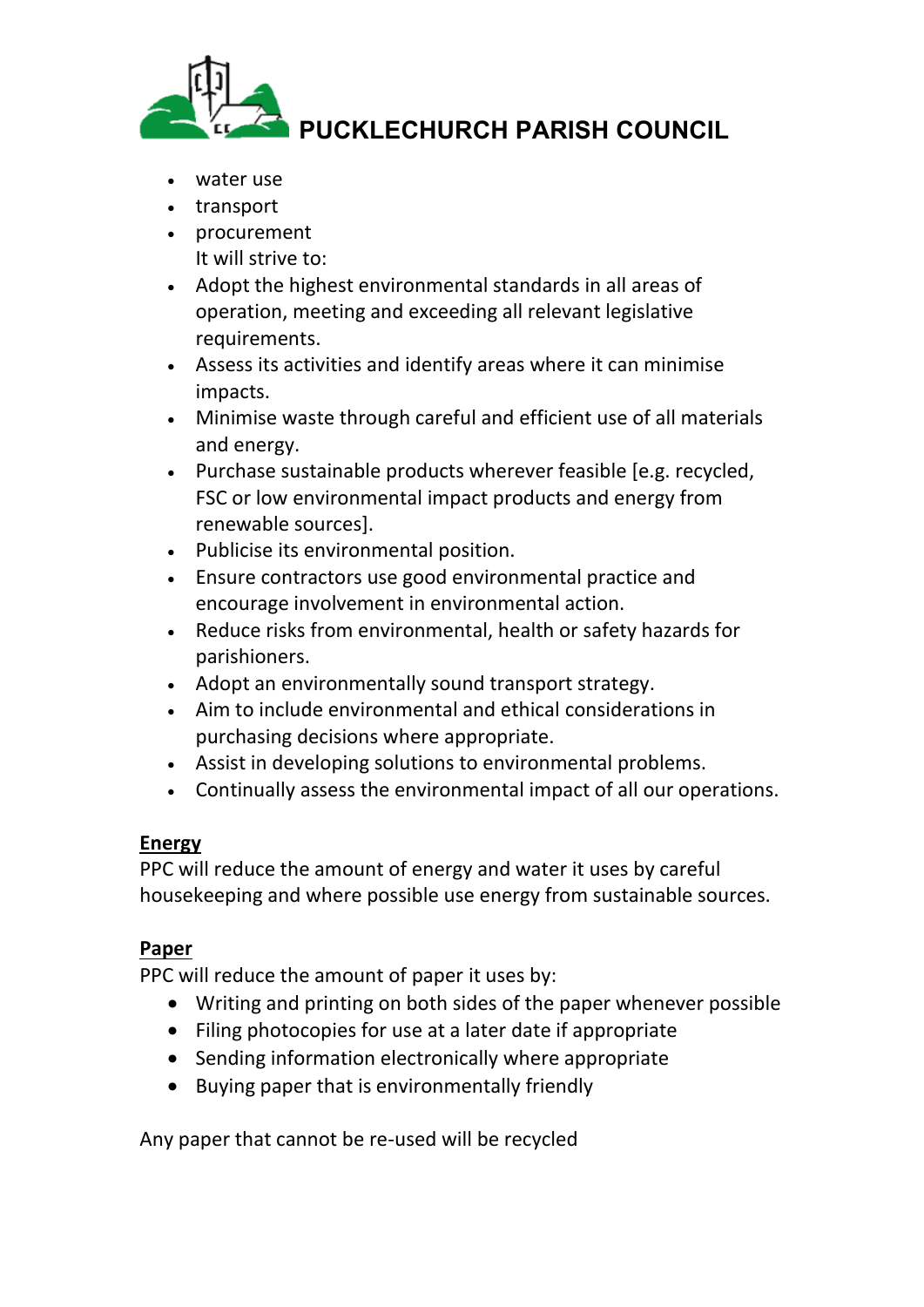- water use
- transport
- procurement

It will strive to:

- Adopt the highest environmental standards in all areas of operation, meeting and exceeding all relevant legislative requirements.
- Assess its activities and identify areas where it can minimise impacts.
- Minimise waste through careful and efficient use of all materials and energy.
- Purchase sustainable products wherever feasible [e.g. recycled, FSC or low environmental impact products and energy from renewable sources].
- Publicise its environmental position.
- Ensure contractors use good environmental practice and encourage involvement in environmental action.
- Reduce risks from environmental, health or safety hazards for parishioners.
- Adopt an environmentally sound transport strategy.
- Aim to include environmental and ethical considerations in purchasing decisions where appropriate.
- Assist in developing solutions to environmental problems.
- Continually assess the environmental impact of all our operations.

## Energy

PPC will reduce the amount of energy and water it uses by careful housekeeping and where possible use energy from sustainable sources.

## Paper

PPC will reduce the amount of paper it uses by:

- Writing and printing on both sides of the paper whenever possible
- Filing photocopies for use at a later date if appropriate
- Sending information electronically where appropriate
- Buying paper that is environmentally friendly

Any paper that cannot be re-used will be recycled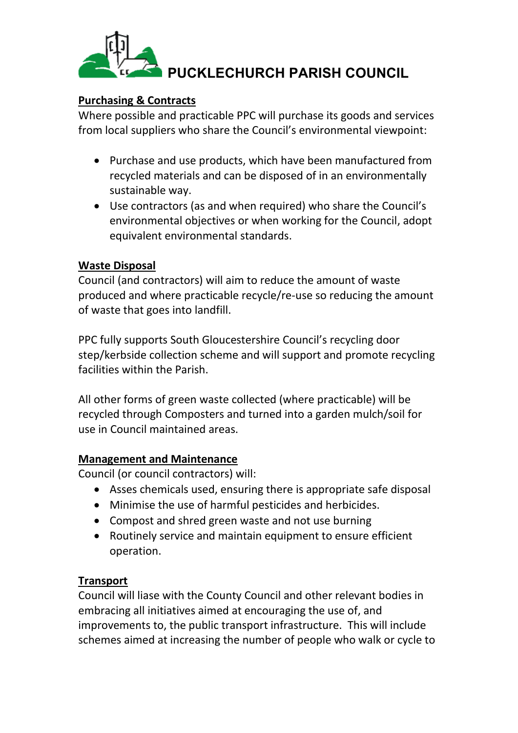# PUCKLECHURCH PARISH COUNCIL

**Purchasing & Contracts**

Where possible and practicable PPC will purchase its goods and services from local suppliers who share the Council's environmental viewpoint:

- Purchase and use products, which have been manufactured from recycled materials and can be disposed of in an environmentally sustainable way.
- Use contractors (as and when required) who share the Council's environmental objectives or when working for the Council, adopt equivalent environmental standards.

**Waste Disposal**

Council (and contractors) will aim to reduce the amount of waste produced and where practicable recycle/re-use so reducing the amount of waste that goes into landfill.

PPC fully supports South Gloucestershire Council's recycling door step/kerbside collection scheme and will support and promote recycling facilities within the Parish.

All other forms of green waste collected (where practicable) will be recycled through Composters and turned into a garden mulch/soil for use in Council maintained areas.

**Management and Maintenance**

Council (or council contractors) will:

- Asses chemicals used, ensuring there is appropriate safe disposal
- Minimise the use of harmful pesticides and herbicides.
- Compost and shred green waste and not use burning
- Routinely service and maintain equipment to ensure efficient operation.

**Transport**

Council will liase with the County Council and other relevant bodies in embracing all initiatives aimed at encouraging the use of, and improvements to, the public transport infrastructure. This will include schemes aimed at increasing the number of people who walk or cycle to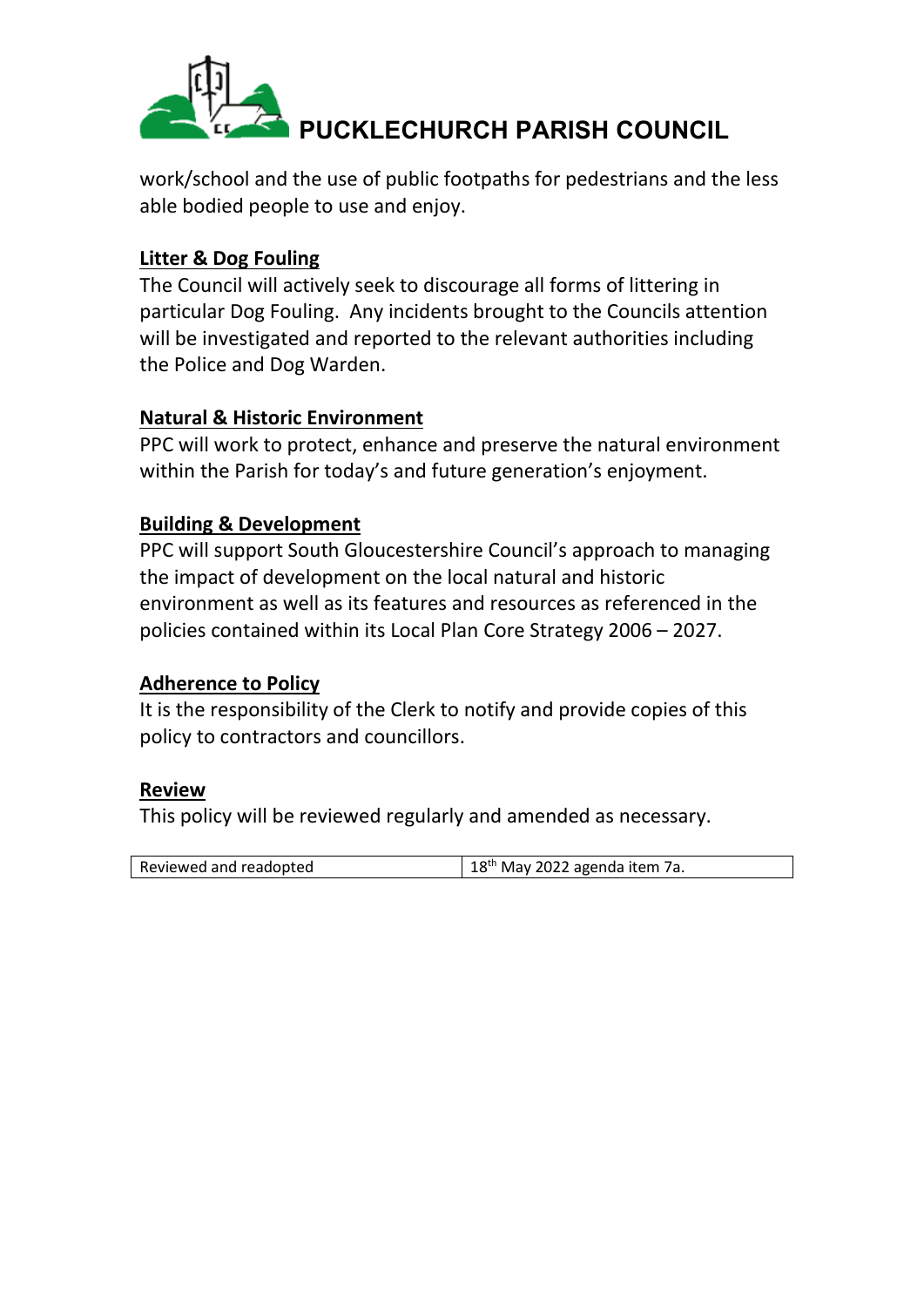work/school and the use of public footpaths for pedestrians and the less able bodied people to use and enjoy.

**Litter & Dog Fouling**

The Council will actively seek to discourage all forms of littering in particular Dog Fouling. Any incidents brought to the Councils attention will be investigated and reported to the relevant authorities including the Police and Dog Warden.

**Natural & Historic Environment**

PPC will work to protect, enhance and preserve the natural environment within the Parish for today's and future generation's enjoyment.

**Building & Development**

PPC will support South Gloucestershire Council's approach to managing the impact of development on the local natural and historic environment as well as its features and resources as referenced in the policies contained within its Local Plan Core Strategy 2006 – 2027.

**Adherence to Policy**

It is the responsibility of the Clerk to notify and provide copies of this policy to contractors and councillors.

**Review**

This policy will be reviewed regularly and amended as necessary.

| | |
|---|---|
| Reviewed and readopted | 18th May 2022 agenda item 7a. |